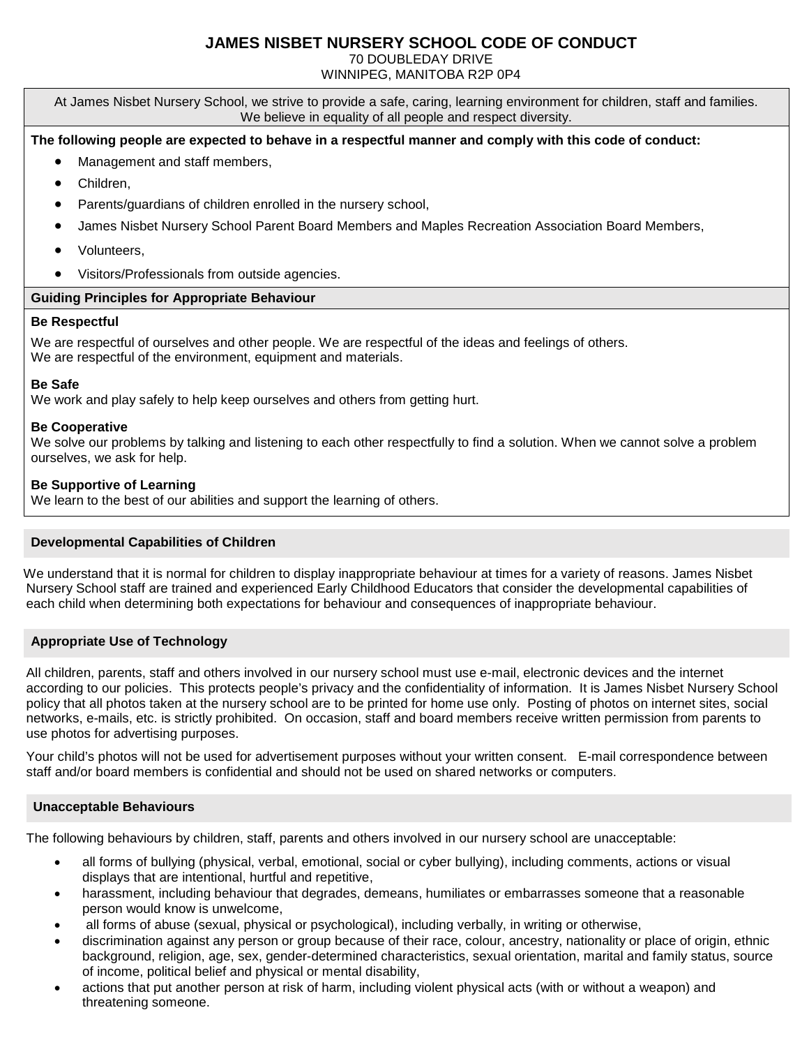# JAMES NISBET NURSERY SCHOOL CODE OF CONDUCT

70 DOUBLEDAY DRIVE
WINNIPEG, MANITOBA R2P 0P4

At James Nisbet Nursery School, we strive to provide a safe, caring, learning environment for children, staff and families. We believe in equality of all people and respect diversity.

**The following people are expected to behave in a respectful manner and comply with this code of conduct:**

- Management and staff members,
- Children,
- Parents/guardians of children enrolled in the nursery school,
- James Nisbet Nursery School Parent Board Members and Maples Recreation Association Board Members,
- Volunteers,
- Visitors/Professionals from outside agencies.

## Guiding Principles for Appropriate Behaviour

**Be Respectful**

We are respectful of ourselves and other people. We are respectful of the ideas and feelings of others.
We are respectful of the environment, equipment and materials.

**Be Safe**

We work and play safely to help keep ourselves and others from getting hurt.

**Be Cooperative**

We solve our problems by talking and listening to each other respectfully to find a solution. When we cannot solve a problem ourselves, we ask for help.

**Be Supportive of Learning**

We learn to the best of our abilities and support the learning of others.

## Developmental Capabilities of Children

We understand that it is normal for children to display inappropriate behaviour at times for a variety of reasons. James Nisbet Nursery School staff are trained and experienced Early Childhood Educators that consider the developmental capabilities of each child when determining both expectations for behaviour and consequences of inappropriate behaviour.

## Appropriate Use of Technology

All children, parents, staff and others involved in our nursery school must use e-mail, electronic devices and the internet according to our policies. This protects people's privacy and the confidentiality of information. It is James Nisbet Nursery School policy that all photos taken at the nursery school are to be printed for home use only. Posting of photos on internet sites, social networks, e-mails, etc. is strictly prohibited. On occasion, staff and board members receive written permission from parents to use photos for advertising purposes.

Your child's photos will not be used for advertisement purposes without your written consent. E-mail correspondence between staff and/or board members is confidential and should not be used on shared networks or computers.

## Unacceptable Behaviours

The following behaviours by children, staff, parents and others involved in our nursery school are unacceptable:

- all forms of bullying (physical, verbal, emotional, social or cyber bullying), including comments, actions or visual displays that are intentional, hurtful and repetitive,
- harassment, including behaviour that degrades, demeans, humiliates or embarrasses someone that a reasonable person would know is unwelcome,
- all forms of abuse (sexual, physical or psychological), including verbally, in writing or otherwise,
- discrimination against any person or group because of their race, colour, ancestry, nationality or place of origin, ethnic background, religion, age, sex, gender-determined characteristics, sexual orientation, marital and family status, source of income, political belief and physical or mental disability,
- actions that put another person at risk of harm, including violent physical acts (with or without a weapon) and threatening someone.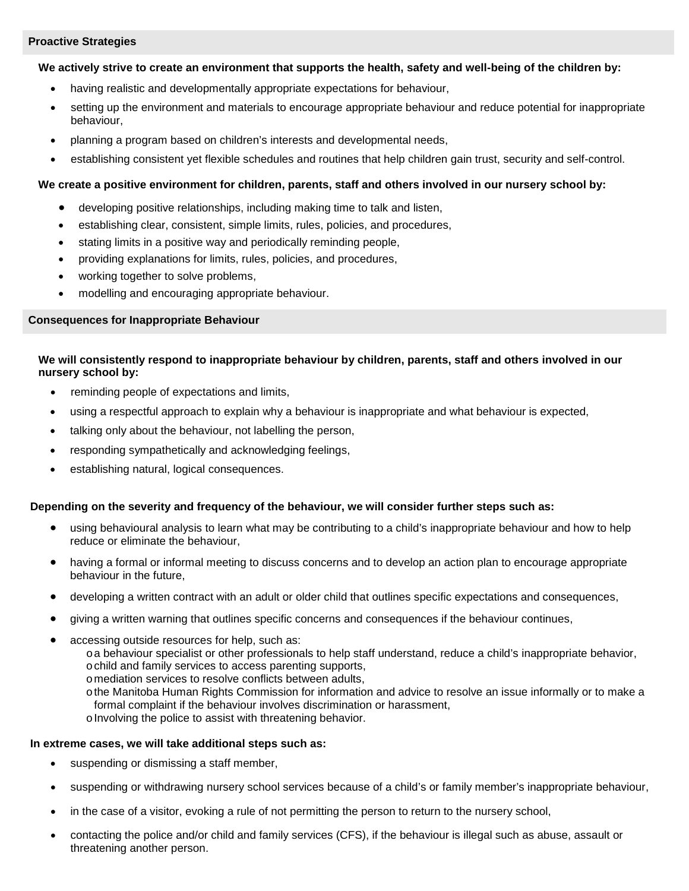## Proactive Strategies

**We actively strive to create an environment that supports the health, safety and well-being of the children by:**

- having realistic and developmentally appropriate expectations for behaviour,
- setting up the environment and materials to encourage appropriate behaviour and reduce potential for inappropriate behaviour,
- planning a program based on children's interests and developmental needs,
- establishing consistent yet flexible schedules and routines that help children gain trust, security and self-control.

**We create a positive environment for children, parents, staff and others involved in our nursery school by:**

- developing positive relationships, including making time to talk and listen,
- establishing clear, consistent, simple limits, rules, policies, and procedures,
- stating limits in a positive way and periodically reminding people,
- providing explanations for limits, rules, policies, and procedures,
- working together to solve problems,
- modelling and encouraging appropriate behaviour.

## Consequences for Inappropriate Behaviour

**We will consistently respond to inappropriate behaviour by children, parents, staff and others involved in our nursery school by:**

- reminding people of expectations and limits,
- using a respectful approach to explain why a behaviour is inappropriate and what behaviour is expected,
- talking only about the behaviour, not labelling the person,
- responding sympathetically and acknowledging feelings,
- establishing natural, logical consequences.

**Depending on the severity and frequency of the behaviour, we will consider further steps such as:**

- using behavioural analysis to learn what may be contributing to a child's inappropriate behaviour and how to help reduce or eliminate the behaviour,
- having a formal or informal meeting to discuss concerns and to develop an action plan to encourage appropriate behaviour in the future,
- developing a written contract with an adult or older child that outlines specific expectations and consequences,
- giving a written warning that outlines specific concerns and consequences if the behaviour continues,
- accessing outside resources for help, such as:
  - a behaviour specialist or other professionals to help staff understand, reduce a child's inappropriate behavior,
  - child and family services to access parenting supports,
  - mediation services to resolve conflicts between adults,
  - the Manitoba Human Rights Commission for information and advice to resolve an issue informally or to make a formal complaint if the behaviour involves discrimination or harassment,
  - Involving the police to assist with threatening behavior.

**In extreme cases, we will take additional steps such as:**

- suspending or dismissing a staff member,
- suspending or withdrawing nursery school services because of a child's or family member's inappropriate behaviour,
- in the case of a visitor, evoking a rule of not permitting the person to return to the nursery school,
- contacting the police and/or child and family services (CFS), if the behaviour is illegal such as abuse, assault or threatening another person.